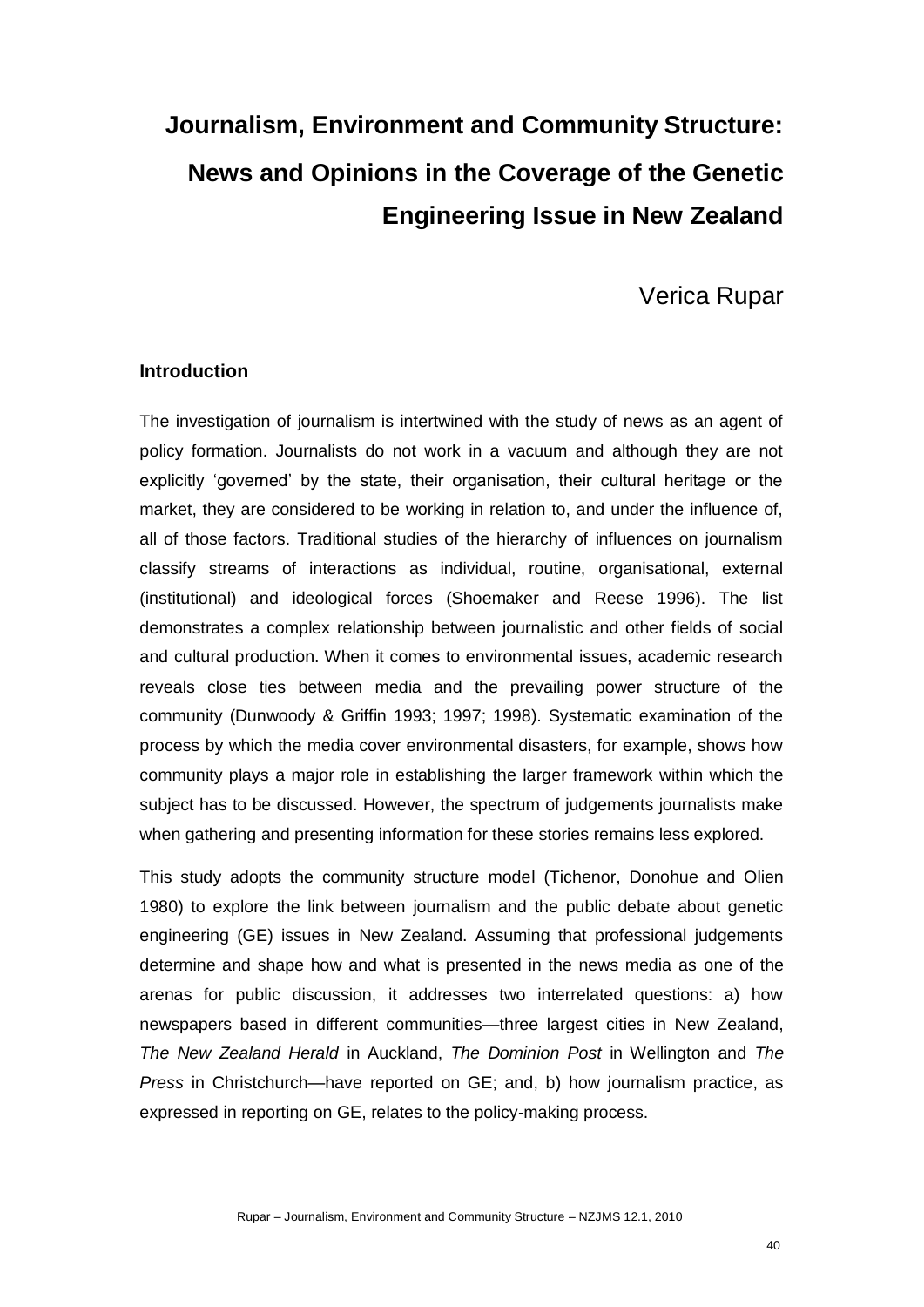# Journalism, Environment and Community Structure: News and Opinions in the Coverage of the Genetic Engineering Issue in New Zealand

Verica Rupar

## Introduction

The investigation of journalism is intertwined with the study of news as an agent of policy formation. Journalists do not work in a vacuum and although they are not explicitly 'governed' by the state, their organisation, their cultural heritage or the market, they are considered to be working in relation to, and under the influence of, all of those factors. Traditional studies of the hierarchy of influences on journalism classify streams of interactions as individual, routine, organisational, external (institutional) and ideological forces (Shoemaker and Reese 1996). The list demonstrates a complex relationship between journalistic and other fields of social and cultural production. When it comes to environmental issues, academic research reveals close ties between media and the prevailing power structure of the community (Dunwoody & Griffin 1993; 1997; 1998). Systematic examination of the process by which the media cover environmental disasters, for example, shows how community plays a major role in establishing the larger framework within which the subject has to be discussed. However, the spectrum of judgements journalists make when gathering and presenting information for these stories remains less explored.

This study adopts the community structure model (Tichenor, Donohue and Olien 1980) to explore the link between journalism and the public debate about genetic engineering (GE) issues in New Zealand. Assuming that professional judgements determine and shape how and what is presented in the news media as one of the arenas for public discussion, it addresses two interrelated questions: a) how newspapers based in different communities—three largest cities in New Zealand, *The New Zealand Herald* in Auckland, *The Dominion Post* in Wellington and *The Press* in Christchurch—have reported on GE; and, b) how journalism practice, as expressed in reporting on GE, relates to the policy-making process.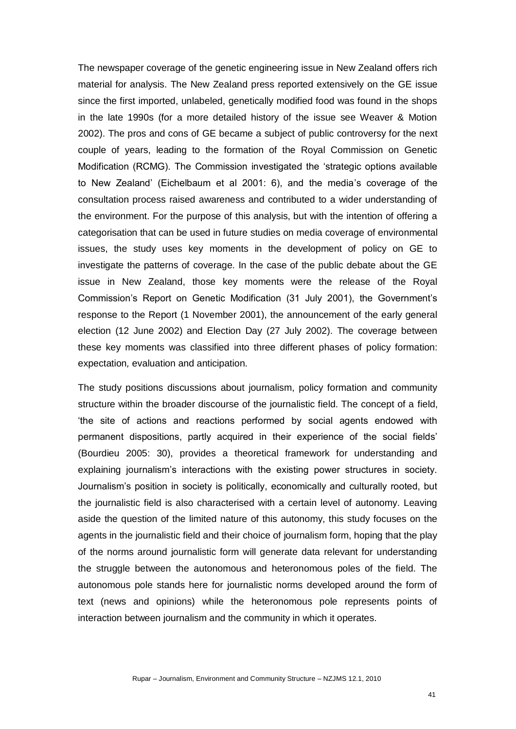The newspaper coverage of the genetic engineering issue in New Zealand offers rich material for analysis. The New Zealand press reported extensively on the GE issue since the first imported, unlabeled, genetically modified food was found in the shops in the late 1990s (for a more detailed history of the issue see Weaver & Motion 2002). The pros and cons of GE became a subject of public controversy for the next couple of years, leading to the formation of the Royal Commission on Genetic Modification (RCMG). The Commission investigated the 'strategic options available to New Zealand' (Eichelbaum et al 2001: 6), and the media's coverage of the consultation process raised awareness and contributed to a wider understanding of the environment. For the purpose of this analysis, but with the intention of offering a categorisation that can be used in future studies on media coverage of environmental issues, the study uses key moments in the development of policy on GE to investigate the patterns of coverage. In the case of the public debate about the GE issue in New Zealand, those key moments were the release of the Royal Commission's Report on Genetic Modification (31 July 2001), the Government's response to the Report (1 November 2001), the announcement of the early general election (12 June 2002) and Election Day (27 July 2002). The coverage between these key moments was classified into three different phases of policy formation: expectation*,* evaluation and anticipation.

The study positions discussions about journalism, policy formation and community structure within the broader discourse of the journalistic field. The concept of a field, 'the site of actions and reactions performed by social agents endowed with permanent dispositions, partly acquired in their experience of the social fields' (Bourdieu 2005: 30), provides a theoretical framework for understanding and explaining journalism's interactions with the existing power structures in society. Journalism's position in society is politically, economically and culturally rooted, but the journalistic field is also characterised with a certain level of autonomy. Leaving aside the question of the limited nature of this autonomy, this study focuses on the agents in the journalistic field and their choice of journalism form, hoping that the play of the norms around journalistic form will generate data relevant for understanding the struggle between the autonomous and heteronomous poles of the field. The autonomous pole stands here for journalistic norms developed around the form of text (news and opinions) while the heteronomous pole represents points of interaction between journalism and the community in which it operates.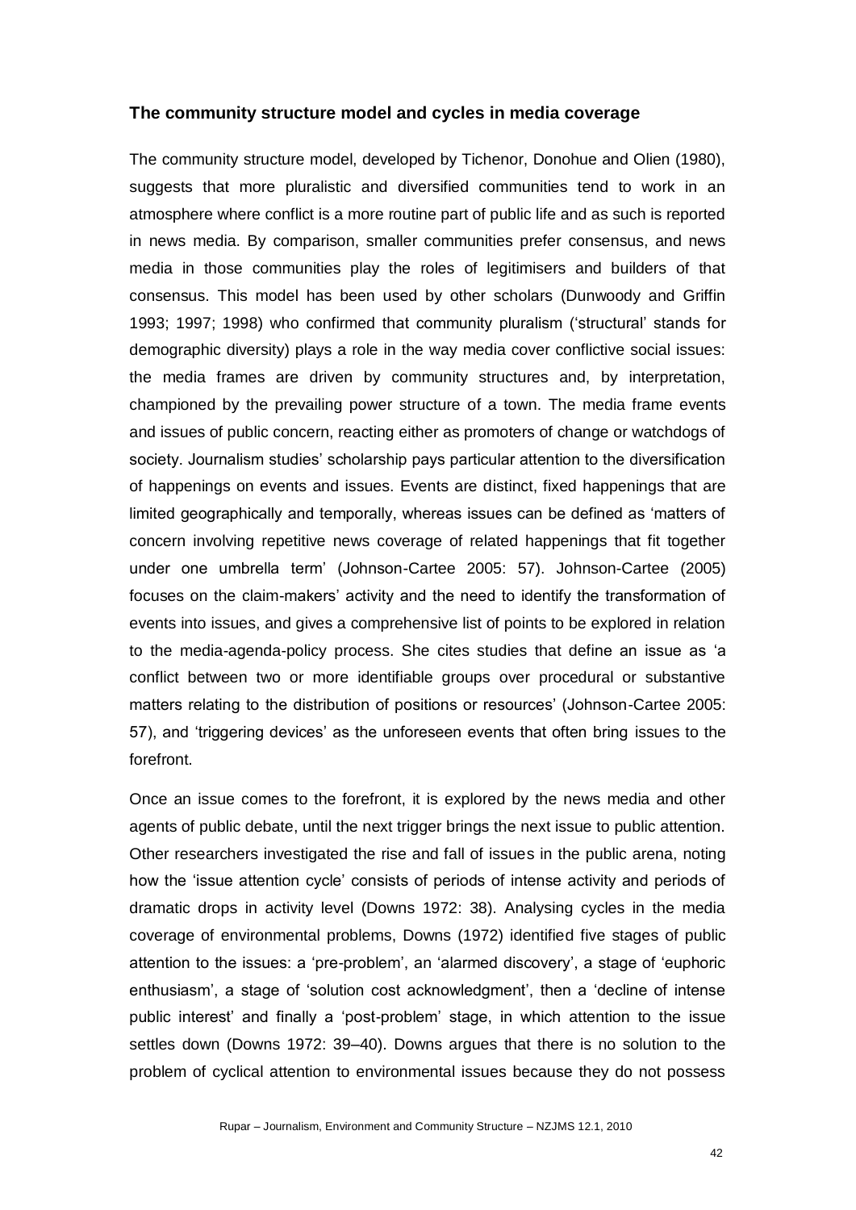### The community structure model and cycles in media coverage

The community structure model, developed by Tichenor, Donohue and Olien (1980), suggests that more pluralistic and diversified communities tend to work in an atmosphere where conflict is a more routine part of public life and as such is reported in news media. By comparison, smaller communities prefer consensus, and news media in those communities play the roles of legitimisers and builders of that consensus. This model has been used by other scholars (Dunwoody and Griffin 1993; 1997; 1998) who confirmed that community pluralism ('structural' stands for demographic diversity) plays a role in the way media cover conflictive social issues: the media frames are driven by community structures and, by interpretation, championed by the prevailing power structure of a town. The media frame events and issues of public concern, reacting either as promoters of change or watchdogs of society. Journalism studies' scholarship pays particular attention to the diversification of happenings on events and issues. Events are distinct, fixed happenings that are limited geographically and temporally, whereas issues can be defined as 'matters of concern involving repetitive news coverage of related happenings that fit together under one umbrella term' (Johnson-Cartee 2005: 57). Johnson-Cartee (2005) focuses on the claim-makers' activity and the need to identify the transformation of events into issues, and gives a comprehensive list of points to be explored in relation to the media-agenda-policy process. She cites studies that define an issue as 'a conflict between two or more identifiable groups over procedural or substantive matters relating to the distribution of positions or resources' (Johnson-Cartee 2005: 57), and 'triggering devices' as the unforeseen events that often bring issues to the forefront.

Once an issue comes to the forefront, it is explored by the news media and other agents of public debate, until the next trigger brings the next issue to public attention. Other researchers investigated the rise and fall of issues in the public arena, noting how the 'issue attention cycle' consists of periods of intense activity and periods of dramatic drops in activity level (Downs 1972: 38). Analysing cycles in the media coverage of environmental problems, Downs (1972) identified five stages of public attention to the issues: a 'pre-problem', an 'alarmed discovery', a stage of 'euphoric enthusiasm', a stage of 'solution cost acknowledgment', then a 'decline of intense public interest' and finally a 'post-problem' stage, in which attention to the issue settles down (Downs 1972: 39–40). Downs argues that there is no solution to the problem of cyclical attention to environmental issues because they do not possess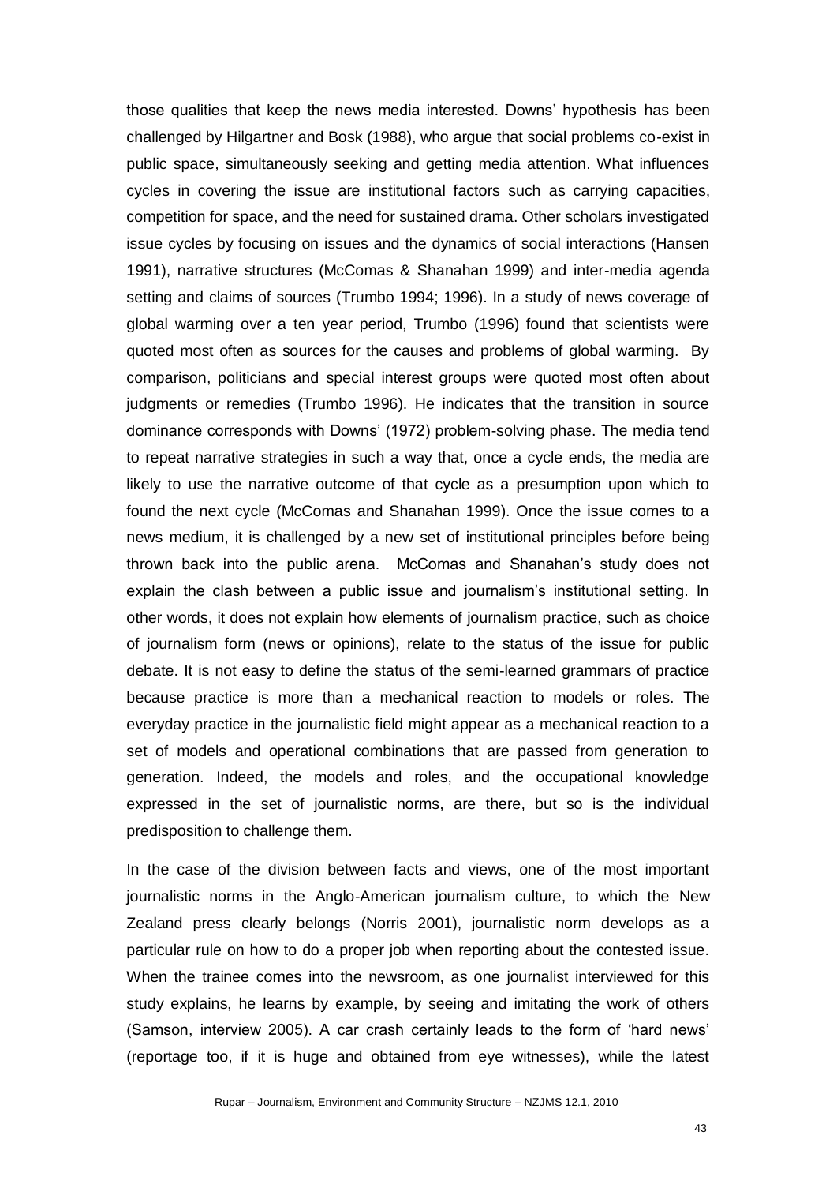those qualities that keep the news media interested. Downs' hypothesis has been challenged by Hilgartner and Bosk (1988), who argue that social problems co-exist in public space, simultaneously seeking and getting media attention. What influences cycles in covering the issue are institutional factors such as carrying capacities, competition for space, and the need for sustained drama. Other scholars investigated issue cycles by focusing on issues and the dynamics of social interactions (Hansen 1991), narrative structures (McComas & Shanahan 1999) and inter-media agenda setting and claims of sources (Trumbo 1994; 1996). In a study of news coverage of global warming over a ten year period, Trumbo (1996) found that scientists were quoted most often as sources for the causes and problems of global warming. By comparison, politicians and special interest groups were quoted most often about judgments or remedies (Trumbo 1996). He indicates that the transition in source dominance corresponds with Downs' (1972) problem-solving phase. The media tend to repeat narrative strategies in such a way that, once a cycle ends, the media are likely to use the narrative outcome of that cycle as a presumption upon which to found the next cycle (McComas and Shanahan 1999). Once the issue comes to a news medium, it is challenged by a new set of institutional principles before being thrown back into the public arena. McComas and Shanahan's study does not explain the clash between a public issue and journalism's institutional setting. In other words, it does not explain how elements of journalism practice, such as choice of journalism form (news or opinions), relate to the status of the issue for public debate. It is not easy to define the status of the semi-learned grammars of practice because practice is more than a mechanical reaction to models or roles. The everyday practice in the journalistic field might appear as a mechanical reaction to a set of models and operational combinations that are passed from generation to generation. Indeed, the models and roles, and the occupational knowledge expressed in the set of journalistic norms, are there, but so is the individual predisposition to challenge them.

In the case of the division between facts and views, one of the most important journalistic norms in the Anglo-American journalism culture, to which the New Zealand press clearly belongs (Norris 2001), journalistic norm develops as a particular rule on how to do a proper job when reporting about the contested issue. When the trainee comes into the newsroom, as one journalist interviewed for this study explains, he learns by example, by seeing and imitating the work of others (Samson, interview 2005). A car crash certainly leads to the form of 'hard news' (reportage too, if it is huge and obtained from eye witnesses), while the latest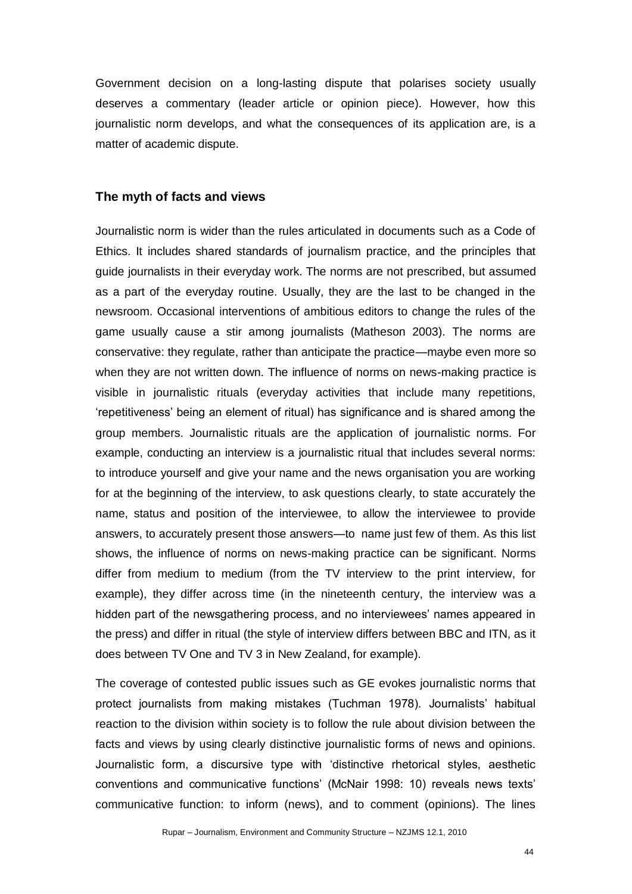Government decision on a long-lasting dispute that polarises society usually deserves a commentary (leader article or opinion piece). However, how this journalistic norm develops, and what the consequences of its application are, is a matter of academic dispute.

### The myth of facts and views

Journalistic norm is wider than the rules articulated in documents such as a Code of Ethics. It includes shared standards of journalism practice, and the principles that guide journalists in their everyday work. The norms are not prescribed, but assumed as a part of the everyday routine. Usually, they are the last to be changed in the newsroom. Occasional interventions of ambitious editors to change the rules of the game usually cause a stir among journalists (Matheson 2003). The norms are conservative: they regulate, rather than anticipate the practice—maybe even more so when they are not written down. The influence of norms on news-making practice is visible in journalistic rituals (everyday activities that include many repetitions, 'repetitiveness' being an element of ritual) has significance and is shared among the group members. Journalistic rituals are the application of journalistic norms. For example, conducting an interview is a journalistic ritual that includes several norms: to introduce yourself and give your name and the news organisation you are working for at the beginning of the interview, to ask questions clearly, to state accurately the name, status and position of the interviewee, to allow the interviewee to provide answers, to accurately present those answers—to name just few of them. As this list shows, the influence of norms on news-making practice can be significant. Norms differ from medium to medium (from the TV interview to the print interview, for example), they differ across time (in the nineteenth century, the interview was a hidden part of the newsgathering process, and no interviewees' names appeared in the press) and differ in ritual (the style of interview differs between BBC and ITN, as it does between TV One and TV 3 in New Zealand, for example).

The coverage of contested public issues such as GE evokes journalistic norms that protect journalists from making mistakes (Tuchman 1978). Journalists' habitual reaction to the division within society is to follow the rule about division between the facts and views by using clearly distinctive journalistic forms of news and opinions. Journalistic form, a discursive type with 'distinctive rhetorical styles, aesthetic conventions and communicative functions' (McNair 1998: 10) reveals news texts' communicative function: to inform (news), and to comment (opinions). The lines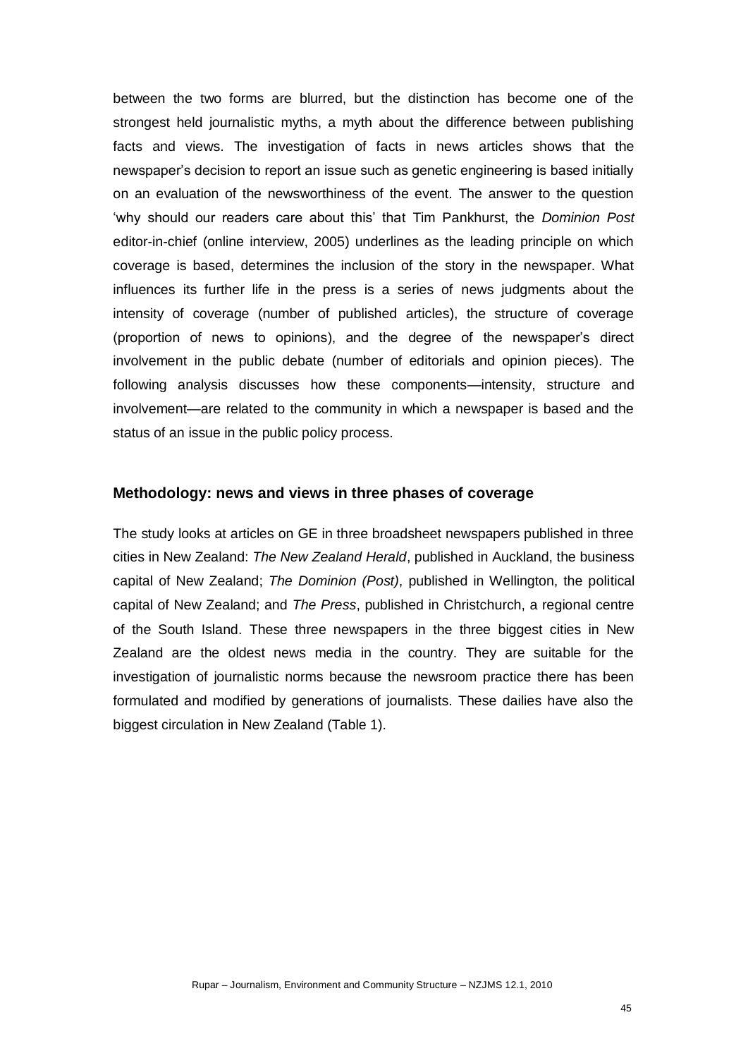between the two forms are blurred, but the distinction has become one of the strongest held journalistic myths, a myth about the difference between publishing facts and views. The investigation of facts in news articles shows that the newspaper's decision to report an issue such as genetic engineering is based initially on an evaluation of the newsworthiness of the event. The answer to the question 'why should our readers care about this' that Tim Pankhurst, the *Dominion Post* editor-in-chief (online interview, 2005) underlines as the leading principle on which coverage is based, determines the inclusion of the story in the newspaper. What influences its further life in the press is a series of news judgments about the intensity of coverage (number of published articles), the structure of coverage (proportion of news to opinions), and the degree of the newspaper's direct involvement in the public debate (number of editorials and opinion pieces). The following analysis discusses how these components—intensity, structure and involvement—are related to the community in which a newspaper is based and the status of an issue in the public policy process.

## Methodology: news and views in three phases of coverage

The study looks at articles on GE in three broadsheet newspapers published in three cities in New Zealand: *The New Zealand Herald*, published in Auckland, the business capital of New Zealand; *The Dominion (Post)*, published in Wellington, the political capital of New Zealand; and *The Press*, published in Christchurch, a regional centre of the South Island. These three newspapers in the three biggest cities in New Zealand are the oldest news media in the country. They are suitable for the investigation of journalistic norms because the newsroom practice there has been formulated and modified by generations of journalists. These dailies have also the biggest circulation in New Zealand (Table 1).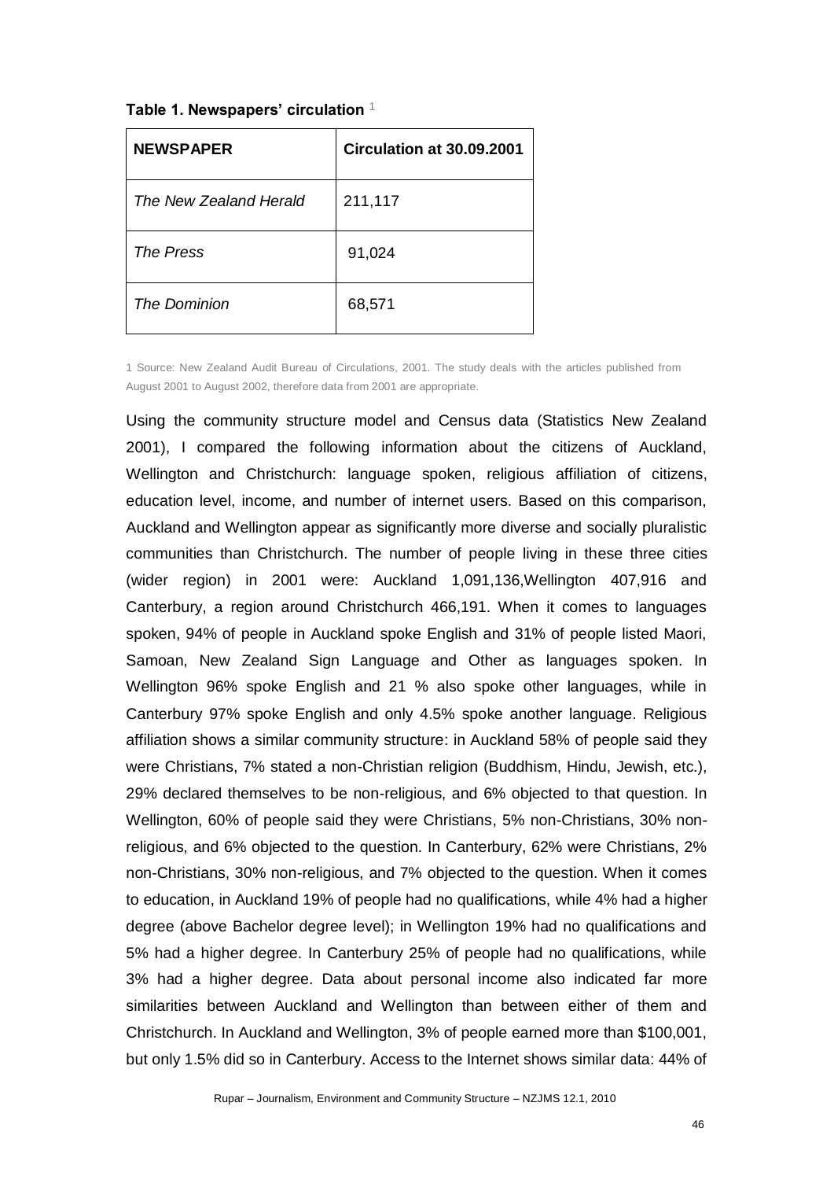**Table 1. Newspapers' circulation** [1]

| NEWSPAPER | Circulation at 30.09.2001 |
|---|---|
| *The New Zealand Herald* | 211,117 |
| *The Press* | 91,024 |
| *The Dominion* | 68,571 |

1 Source: New Zealand Audit Bureau of Circulations, 2001. The study deals with the articles published from August 2001 to August 2002, therefore data from 2001 are appropriate.

Using the community structure model and Census data (Statistics New Zealand 2001), I compared the following information about the citizens of Auckland, Wellington and Christchurch: language spoken, religious affiliation of citizens, education level, income, and number of internet users. Based on this comparison, Auckland and Wellington appear as significantly more diverse and socially pluralistic communities than Christchurch. The number of people living in these three cities (wider region) in 2001 were: Auckland 1,091,136,Wellington 407,916 and Canterbury, a region around Christchurch 466,191. When it comes to languages spoken, 94% of people in Auckland spoke English and 31% of people listed Maori, Samoan, New Zealand Sign Language and Other as languages spoken. In Wellington 96% spoke English and 21 % also spoke other languages, while in Canterbury 97% spoke English and only 4.5% spoke another language. Religious affiliation shows a similar community structure: in Auckland 58% of people said they were Christians, 7% stated a non-Christian religion (Buddhism, Hindu, Jewish, etc.), 29% declared themselves to be non-religious, and 6% objected to that question. In Wellington, 60% of people said they were Christians, 5% non-Christians, 30% non-religious, and 6% objected to the question. In Canterbury, 62% were Christians, 2% non-Christians, 30% non-religious, and 7% objected to the question. When it comes to education, in Auckland 19% of people had no qualifications, while 4% had a higher degree (above Bachelor degree level); in Wellington 19% had no qualifications and 5% had a higher degree. In Canterbury 25% of people had no qualifications, while 3% had a higher degree. Data about personal income also indicated far more similarities between Auckland and Wellington than between either of them and Christchurch. In Auckland and Wellington, 3% of people earned more than $100,001, but only 1.5% did so in Canterbury. Access to the Internet shows similar data: 44% of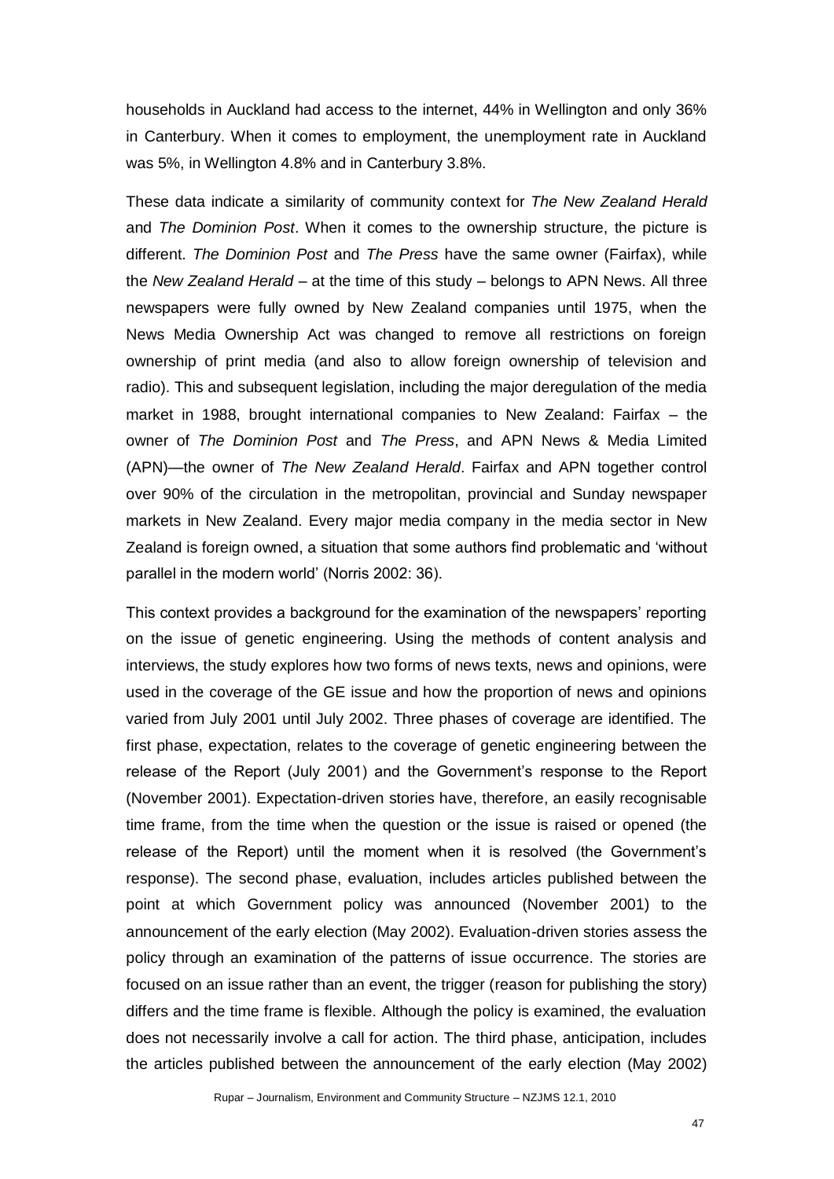households in Auckland had access to the internet, 44% in Wellington and only 36% in Canterbury. When it comes to employment, the unemployment rate in Auckland was 5%, in Wellington 4.8% and in Canterbury 3.8%.

These data indicate a similarity of community context for *The New Zealand Herald* and *The Dominion Post*. When it comes to the ownership structure, the picture is different. *The Dominion Post* and *The Press* have the same owner (Fairfax), while the *New Zealand Herald* – at the time of this study – belongs to APN News. All three newspapers were fully owned by New Zealand companies until 1975, when the News Media Ownership Act was changed to remove all restrictions on foreign ownership of print media (and also to allow foreign ownership of television and radio). This and subsequent legislation, including the major deregulation of the media market in 1988, brought international companies to New Zealand: Fairfax – the owner of *The Dominion Post* and *The Press*, and APN News & Media Limited (APN)—the owner of *The New Zealand Herald*. Fairfax and APN together control over 90% of the circulation in the metropolitan, provincial and Sunday newspaper markets in New Zealand. Every major media company in the media sector in New Zealand is foreign owned, a situation that some authors find problematic and 'without parallel in the modern world' (Norris 2002: 36).

This context provides a background for the examination of the newspapers' reporting on the issue of genetic engineering. Using the methods of content analysis and interviews, the study explores how two forms of news texts, news and opinions, were used in the coverage of the GE issue and how the proportion of news and opinions varied from July 2001 until July 2002. Three phases of coverage are identified. The first phase, expectation, relates to the coverage of genetic engineering between the release of the Report (July 2001) and the Government's response to the Report (November 2001). Expectation-driven stories have, therefore, an easily recognisable time frame, from the time when the question or the issue is raised or opened (the release of the Report) until the moment when it is resolved (the Government's response). The second phase, evaluation, includes articles published between the point at which Government policy was announced (November 2001) to the announcement of the early election (May 2002). Evaluation-driven stories assess the policy through an examination of the patterns of issue occurrence. The stories are focused on an issue rather than an event, the trigger (reason for publishing the story) differs and the time frame is flexible. Although the policy is examined, the evaluation does not necessarily involve a call for action. The third phase, anticipation, includes the articles published between the announcement of the early election (May 2002)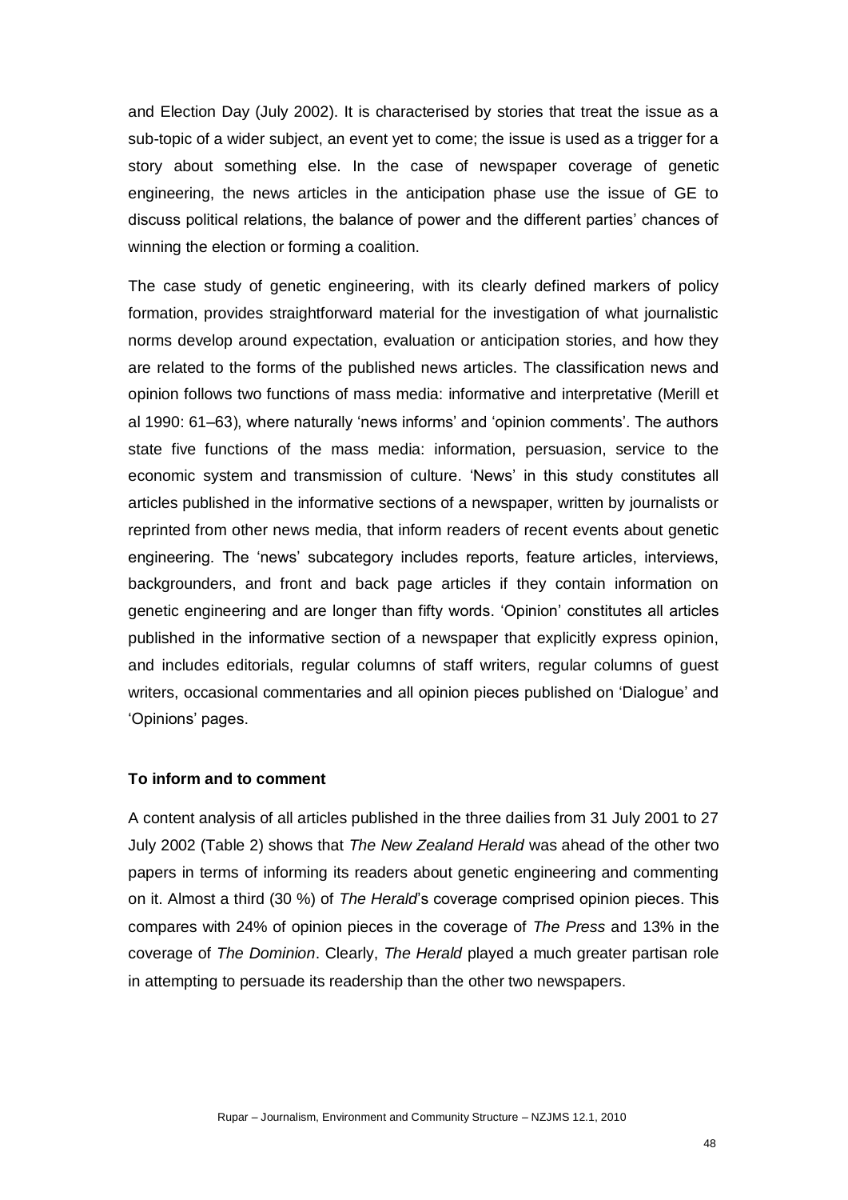and Election Day (July 2002). It is characterised by stories that treat the issue as a sub-topic of a wider subject, an event yet to come; the issue is used as a trigger for a story about something else. In the case of newspaper coverage of genetic engineering, the news articles in the anticipation phase use the issue of GE to discuss political relations, the balance of power and the different parties' chances of winning the election or forming a coalition.

The case study of genetic engineering, with its clearly defined markers of policy formation, provides straightforward material for the investigation of what journalistic norms develop around expectation, evaluation or anticipation stories, and how they are related to the forms of the published news articles. The classification news and opinion follows two functions of mass media: informative and interpretative (Merill et al 1990: 61–63), where naturally 'news informs' and 'opinion comments'. The authors state five functions of the mass media: information, persuasion, service to the economic system and transmission of culture. 'News' in this study constitutes all articles published in the informative sections of a newspaper, written by journalists or reprinted from other news media, that inform readers of recent events about genetic engineering. The 'news' subcategory includes reports, feature articles, interviews, backgrounders, and front and back page articles if they contain information on genetic engineering and are longer than fifty words. 'Opinion' constitutes all articles published in the informative section of a newspaper that explicitly express opinion, and includes editorials, regular columns of staff writers, regular columns of guest writers, occasional commentaries and all opinion pieces published on 'Dialogue' and 'Opinions' pages.

## To inform and to comment

A content analysis of all articles published in the three dailies from 31 July 2001 to 27 July 2002 (Table 2) shows that *The New Zealand Herald* was ahead of the other two papers in terms of informing its readers about genetic engineering and commenting on it. Almost a third (30 %) of *The Herald*'s coverage comprised opinion pieces. This compares with 24% of opinion pieces in the coverage of *The Press* and 13% in the coverage of *The Dominion*. Clearly, *The Herald* played a much greater partisan role in attempting to persuade its readership than the other two newspapers.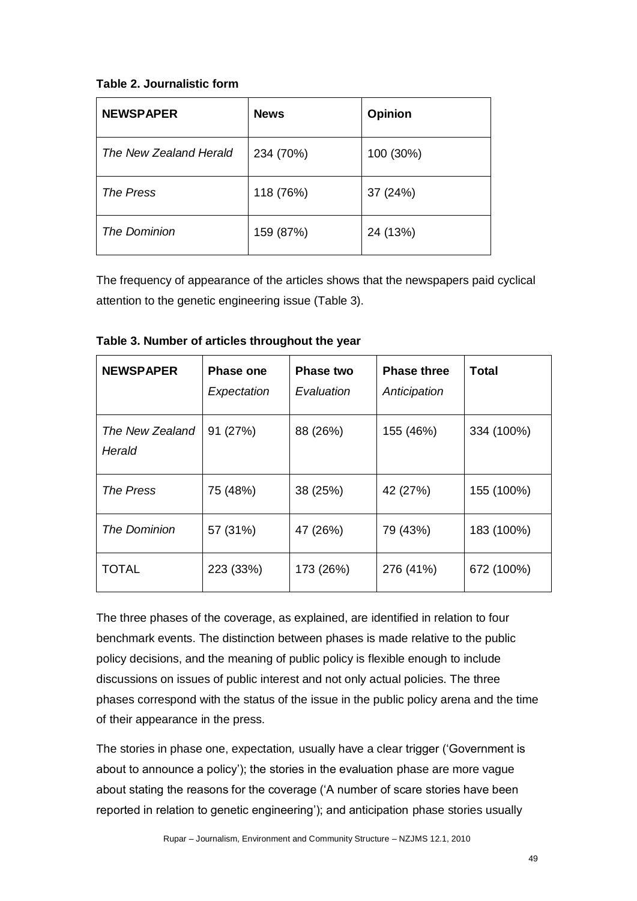**Table 2. Journalistic form**

| NEWSPAPER | News | Opinion |
|---|---|---|
| *The New Zealand Herald* | 234 (70%) | 100 (30%) |
| *The Press* | 118 (76%) | 37 (24%) |
| *The Dominion* | 159 (87%) | 24 (13%) |

The frequency of appearance of the articles shows that the newspapers paid cyclical attention to the genetic engineering issue (Table 3).

**Table 3. Number of articles throughout the year**

| NEWSPAPER | Phase one *Expectation* | Phase two *Evaluation* | Phase three *Anticipation* | Total |
|---|---|---|---|---|
| *The New Zealand Herald* | 91 (27%) | 88 (26%) | 155 (46%) | 334 (100%) |
| *The Press* | 75 (48%) | 38 (25%) | 42 (27%) | 155 (100%) |
| *The Dominion* | 57 (31%) | 47 (26%) | 79 (43%) | 183 (100%) |
| TOTAL | 223 (33%) | 173 (26%) | 276 (41%) | 672 (100%) |

The three phases of the coverage, as explained, are identified in relation to four benchmark events. The distinction between phases is made relative to the public policy decisions, and the meaning of public policy is flexible enough to include discussions on issues of public interest and not only actual policies. The three phases correspond with the status of the issue in the public policy arena and the time of their appearance in the press.

The stories in phase one, expectation, usually have a clear trigger ('Government is about to announce a policy'); the stories in the evaluation phase are more vague about stating the reasons for the coverage ('A number of scare stories have been reported in relation to genetic engineering'); and anticipation phase stories usually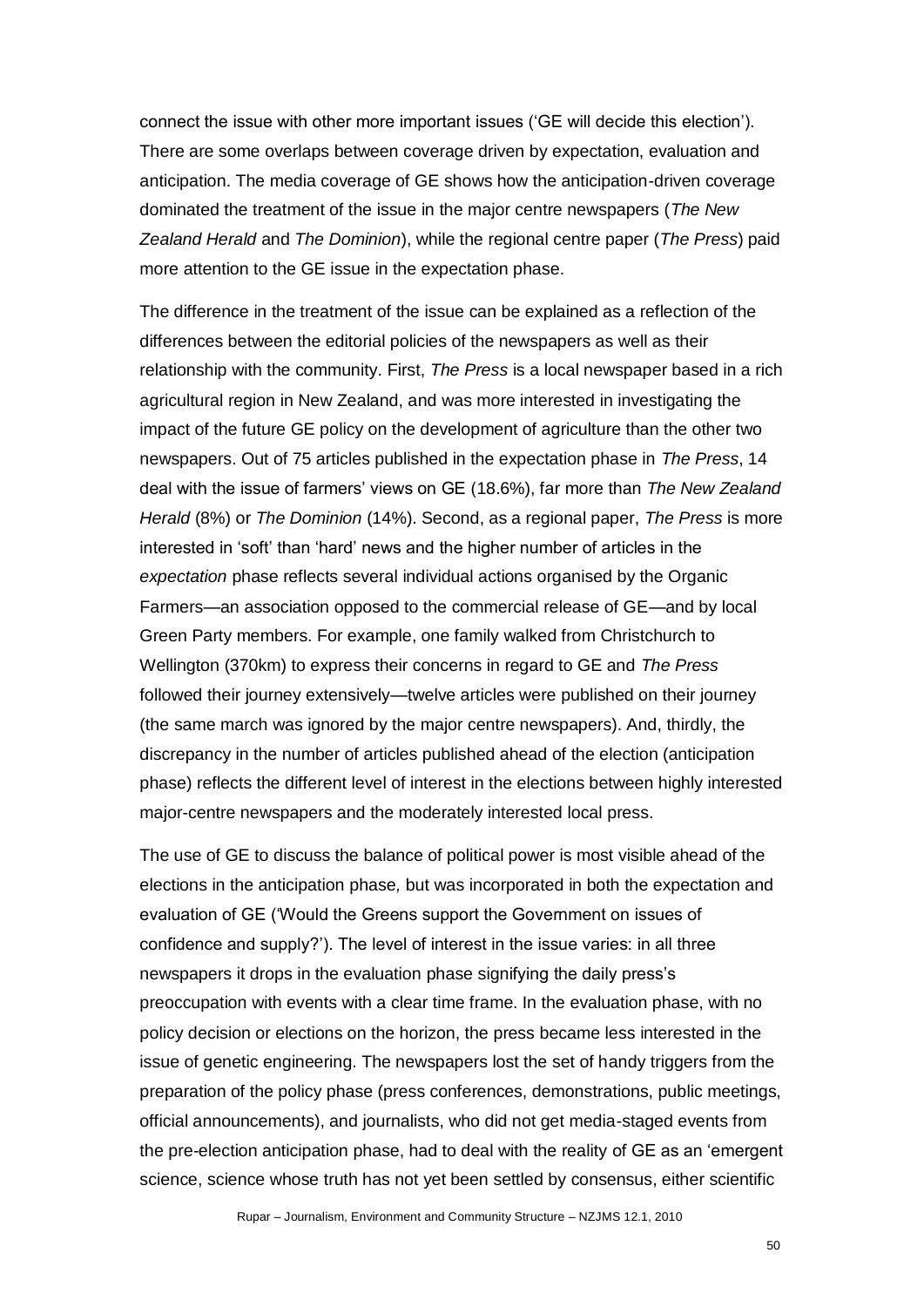connect the issue with other more important issues ('GE will decide this election'). There are some overlaps between coverage driven by expectation, evaluation and anticipation. The media coverage of GE shows how the anticipation-driven coverage dominated the treatment of the issue in the major centre newspapers (*The New Zealand Herald* and *The Dominion*), while the regional centre paper (*The Press*) paid more attention to the GE issue in the expectation phase.

The difference in the treatment of the issue can be explained as a reflection of the differences between the editorial policies of the newspapers as well as their relationship with the community. First, *The Press* is a local newspaper based in a rich agricultural region in New Zealand, and was more interested in investigating the impact of the future GE policy on the development of agriculture than the other two newspapers. Out of 75 articles published in the expectation phase in *The Press*, 14 deal with the issue of farmers' views on GE (18.6%), far more than *The New Zealand Herald* (8%) or *The Dominion* (14%). Second, as a regional paper, *The Press* is more interested in 'soft' than 'hard' news and the higher number of articles in the *expectation* phase reflects several individual actions organised by the Organic Farmers—an association opposed to the commercial release of GE—and by local Green Party members. For example, one family walked from Christchurch to Wellington (370km) to express their concerns in regard to GE and *The Press* followed their journey extensively—twelve articles were published on their journey (the same march was ignored by the major centre newspapers). And, thirdly, the discrepancy in the number of articles published ahead of the election (anticipation phase) reflects the different level of interest in the elections between highly interested major-centre newspapers and the moderately interested local press.

The use of GE to discuss the balance of political power is most visible ahead of the elections in the anticipation phase*,* but was incorporated in both the expectation and evaluation of GE ('Would the Greens support the Government on issues of confidence and supply?'). The level of interest in the issue varies: in all three newspapers it drops in the evaluation phase signifying the daily press's preoccupation with events with a clear time frame. In the evaluation phase, with no policy decision or elections on the horizon, the press became less interested in the issue of genetic engineering. The newspapers lost the set of handy triggers from the preparation of the policy phase (press conferences, demonstrations, public meetings, official announcements), and journalists, who did not get media-staged events from the pre-election anticipation phase, had to deal with the reality of GE as an 'emergent science, science whose truth has not yet been settled by consensus, either scientific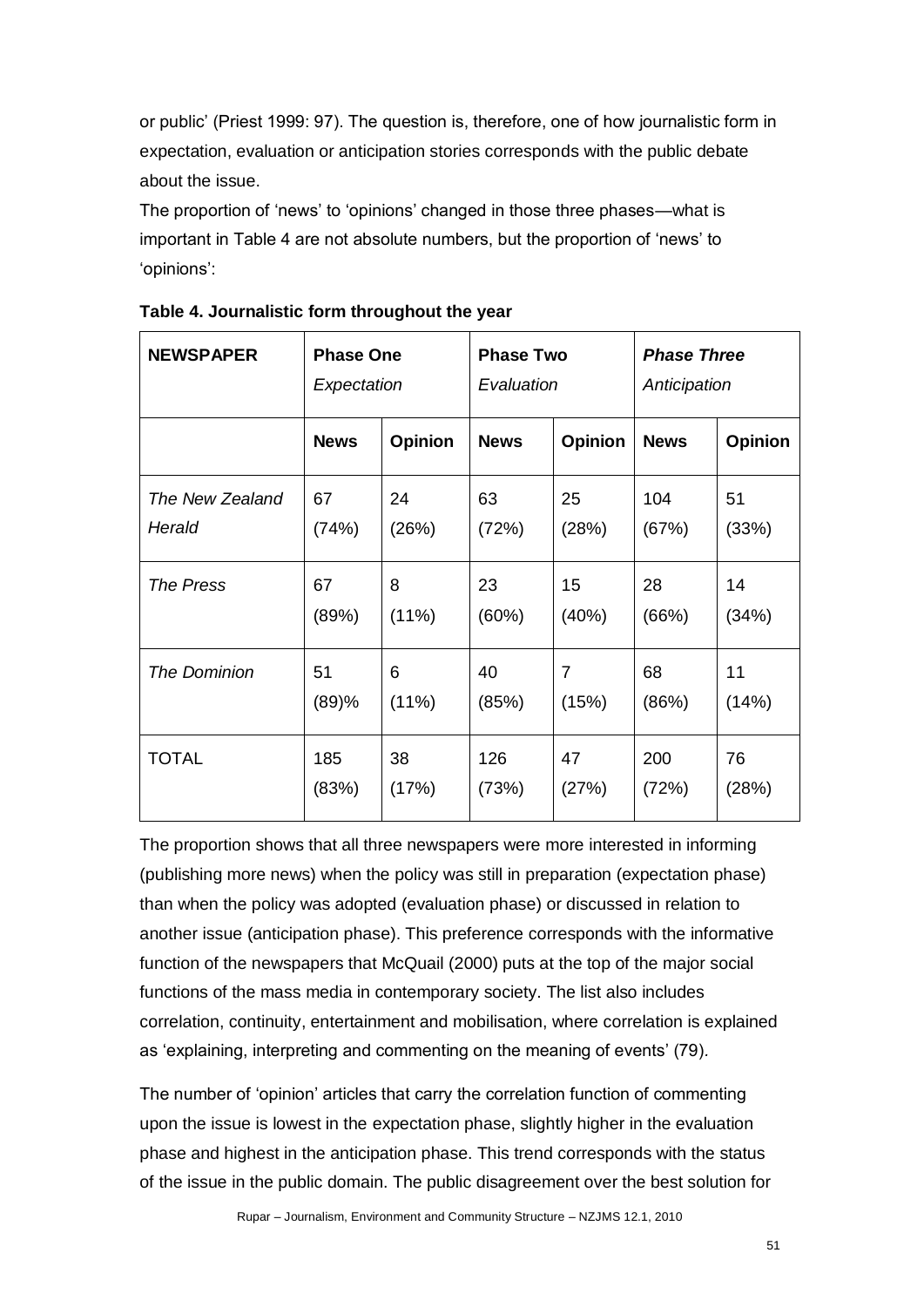or public' (Priest 1999: 97). The question is, therefore, one of how journalistic form in expectation, evaluation or anticipation stories corresponds with the public debate about the issue.

The proportion of 'news' to 'opinions' changed in those three phases—what is important in Table 4 are not absolute numbers, but the proportion of 'news' to 'opinions':

**Table 4. Journalistic form throughout the year**

| **NEWSPAPER** | **Phase One** *Expectation* | | **Phase Two** *Evaluation* | | ***Phase Three*** *Anticipation* | |
|---|---|---|---|---|---|---|
| | **News** | **Opinion** | **News** | **Opinion** | **News** | **Opinion** |
| *The New Zealand Herald* | 67 (74%) | 24 (26%) | 63 (72%) | 25 (28%) | 104 (67%) | 51 (33%) |
| *The Press* | 67 (89%) | 8 (11%) | 23 (60%) | 15 (40%) | 28 (66%) | 14 (34%) |
| *The Dominion* | 51 (89)% | 6 (11%) | 40 (85%) | 7 (15%) | 68 (86%) | 11 (14%) |
| TOTAL | 185 (83%) | 38 (17%) | 126 (73%) | 47 (27%) | 200 (72%) | 76 (28%) |

The proportion shows that all three newspapers were more interested in informing (publishing more news) when the policy was still in preparation (expectation phase) than when the policy was adopted (evaluation phase) or discussed in relation to another issue (anticipation phase). This preference corresponds with the informative function of the newspapers that McQuail (2000) puts at the top of the major social functions of the mass media in contemporary society. The list also includes correlation, continuity, entertainment and mobilisation, where correlation is explained as 'explaining, interpreting and commenting on the meaning of events' (79).

The number of 'opinion' articles that carry the correlation function of commenting upon the issue is lowest in the expectation phase, slightly higher in the evaluation phase and highest in the anticipation phase. This trend corresponds with the status of the issue in the public domain. The public disagreement over the best solution for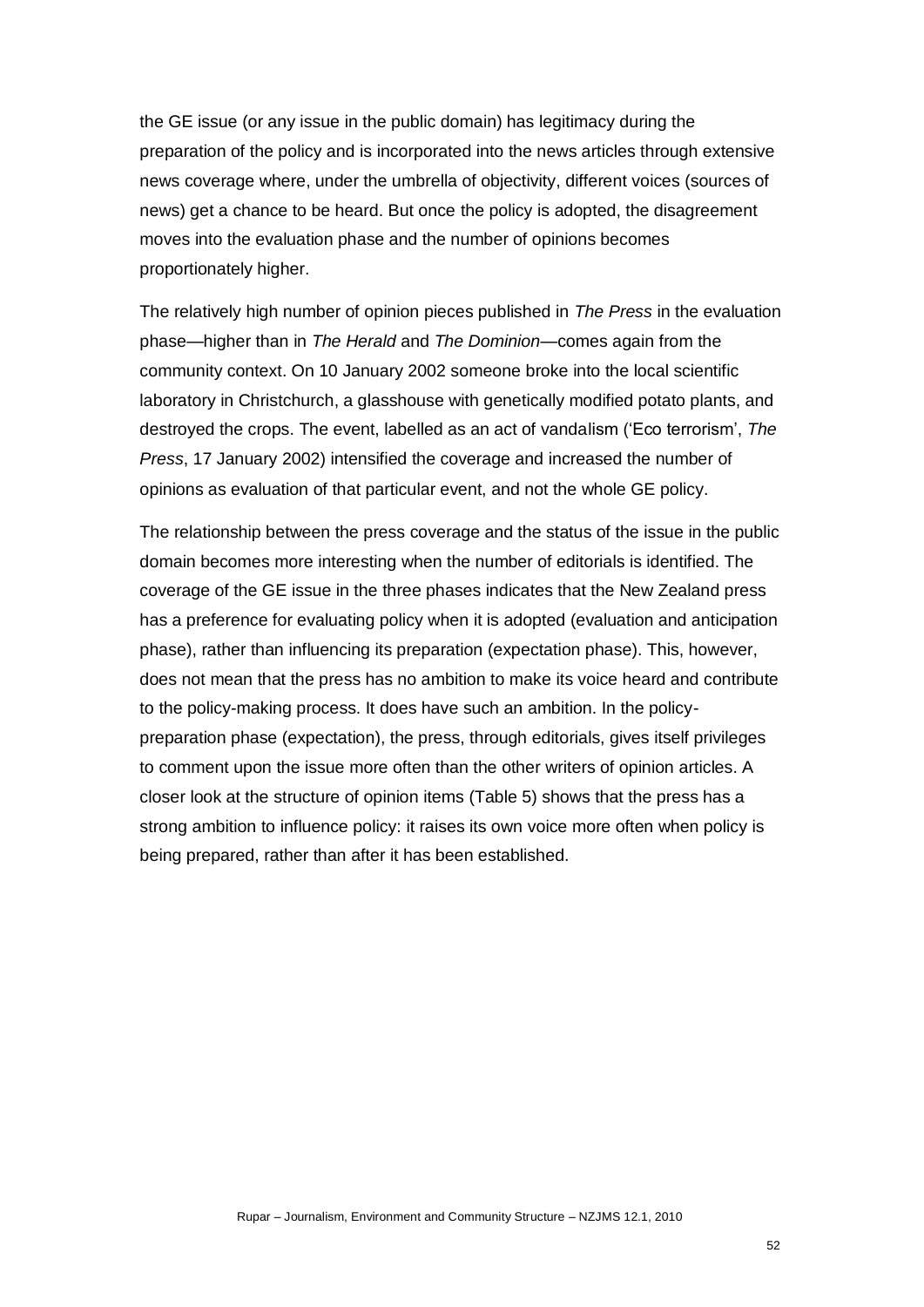the GE issue (or any issue in the public domain) has legitimacy during the preparation of the policy and is incorporated into the news articles through extensive news coverage where, under the umbrella of objectivity, different voices (sources of news) get a chance to be heard. But once the policy is adopted, the disagreement moves into the evaluation phase and the number of opinions becomes proportionately higher.

The relatively high number of opinion pieces published in *The Press* in the evaluation phase—higher than in *The Herald* and *The Dominion*—comes again from the community context. On 10 January 2002 someone broke into the local scientific laboratory in Christchurch, a glasshouse with genetically modified potato plants, and destroyed the crops. The event, labelled as an act of vandalism ('Eco terrorism', *The Press*, 17 January 2002) intensified the coverage and increased the number of opinions as evaluation of that particular event, and not the whole GE policy.

The relationship between the press coverage and the status of the issue in the public domain becomes more interesting when the number of editorials is identified. The coverage of the GE issue in the three phases indicates that the New Zealand press has a preference for evaluating policy when it is adopted (evaluation and anticipation phase), rather than influencing its preparation (expectation phase). This, however, does not mean that the press has no ambition to make its voice heard and contribute to the policy-making process. It does have such an ambition. In the policy-preparation phase (expectation), the press, through editorials, gives itself privileges to comment upon the issue more often than the other writers of opinion articles. A closer look at the structure of opinion items (Table 5) shows that the press has a strong ambition to influence policy: it raises its own voice more often when policy is being prepared, rather than after it has been established.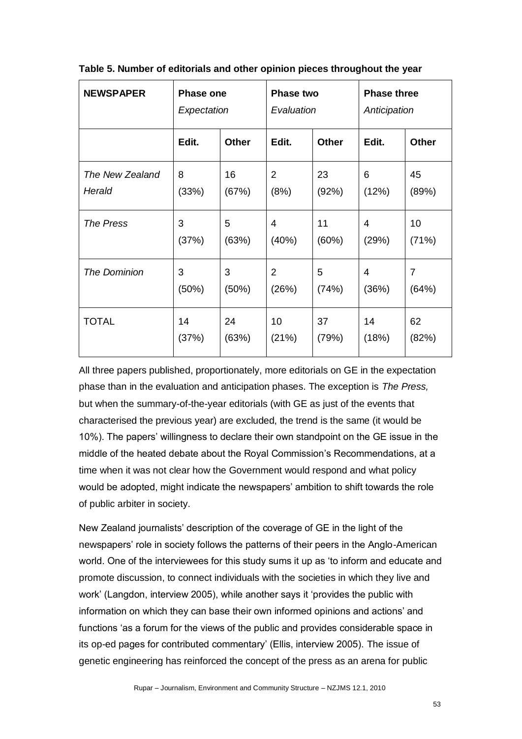**Table 5. Number of editorials and other opinion pieces throughout the year**

| **NEWSPAPER** | **Phase one** *Expectation* | | **Phase two** *Evaluation* | | **Phase three** *Anticipation* | |
|---|---|---|---|---|---|---|
| | **Edit.** | **Other** | **Edit.** | **Other** | **Edit.** | **Other** |
| *The New Zealand Herald* | 8 (33%) | 16 (67%) | 2 (8%) | 23 (92%) | 6 (12%) | 45 (89%) |
| *The Press* | 3 (37%) | 5 (63%) | 4 (40%) | 11 (60%) | 4 (29%) | 10 (71%) |
| *The Dominion* | 3 (50%) | 3 (50%) | 2 (26%) | 5 (74%) | 4 (36%) | 7 (64%) |
| TOTAL | 14 (37%) | 24 (63%) | 10 (21%) | 37 (79%) | 14 (18%) | 62 (82%) |

All three papers published, proportionately, more editorials on GE in the expectation phase than in the evaluation and anticipation phases. The exception is *The Press,* but when the summary-of-the-year editorials (with GE as just of the events that characterised the previous year) are excluded, the trend is the same (it would be 10%). The papers' willingness to declare their own standpoint on the GE issue in the middle of the heated debate about the Royal Commission's Recommendations, at a time when it was not clear how the Government would respond and what policy would be adopted, might indicate the newspapers' ambition to shift towards the role of public arbiter in society.

New Zealand journalists' description of the coverage of GE in the light of the newspapers' role in society follows the patterns of their peers in the Anglo-American world. One of the interviewees for this study sums it up as 'to inform and educate and promote discussion, to connect individuals with the societies in which they live and work' (Langdon, interview 2005), while another says it 'provides the public with information on which they can base their own informed opinions and actions' and functions 'as a forum for the views of the public and provides considerable space in its op-ed pages for contributed commentary' (Ellis, interview 2005). The issue of genetic engineering has reinforced the concept of the press as an arena for public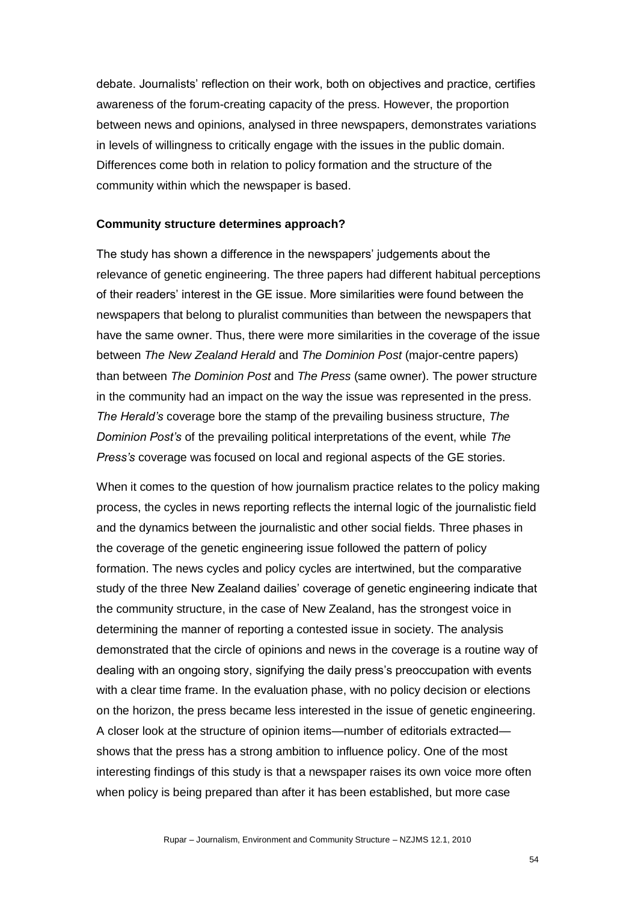debate. Journalists' reflection on their work, both on objectives and practice, certifies awareness of the forum-creating capacity of the press. However, the proportion between news and opinions, analysed in three newspapers, demonstrates variations in levels of willingness to critically engage with the issues in the public domain. Differences come both in relation to policy formation and the structure of the community within which the newspaper is based.

**Community structure determines approach?**

The study has shown a difference in the newspapers' judgements about the relevance of genetic engineering. The three papers had different habitual perceptions of their readers' interest in the GE issue. More similarities were found between the newspapers that belong to pluralist communities than between the newspapers that have the same owner. Thus, there were more similarities in the coverage of the issue between *The New Zealand Herald* and *The Dominion Post* (major-centre papers) than between *The Dominion Post* and *The Press* (same owner). The power structure in the community had an impact on the way the issue was represented in the press. *The Herald's* coverage bore the stamp of the prevailing business structure, *The Dominion Post's* of the prevailing political interpretations of the event, while *The Press's* coverage was focused on local and regional aspects of the GE stories.

When it comes to the question of how journalism practice relates to the policy making process, the cycles in news reporting reflects the internal logic of the journalistic field and the dynamics between the journalistic and other social fields. Three phases in the coverage of the genetic engineering issue followed the pattern of policy formation. The news cycles and policy cycles are intertwined, but the comparative study of the three New Zealand dailies' coverage of genetic engineering indicate that the community structure, in the case of New Zealand, has the strongest voice in determining the manner of reporting a contested issue in society. The analysis demonstrated that the circle of opinions and news in the coverage is a routine way of dealing with an ongoing story, signifying the daily press's preoccupation with events with a clear time frame. In the evaluation phase, with no policy decision or elections on the horizon, the press became less interested in the issue of genetic engineering. A closer look at the structure of opinion items—number of editorials extracted—shows that the press has a strong ambition to influence policy. One of the most interesting findings of this study is that a newspaper raises its own voice more often when policy is being prepared than after it has been established, but more case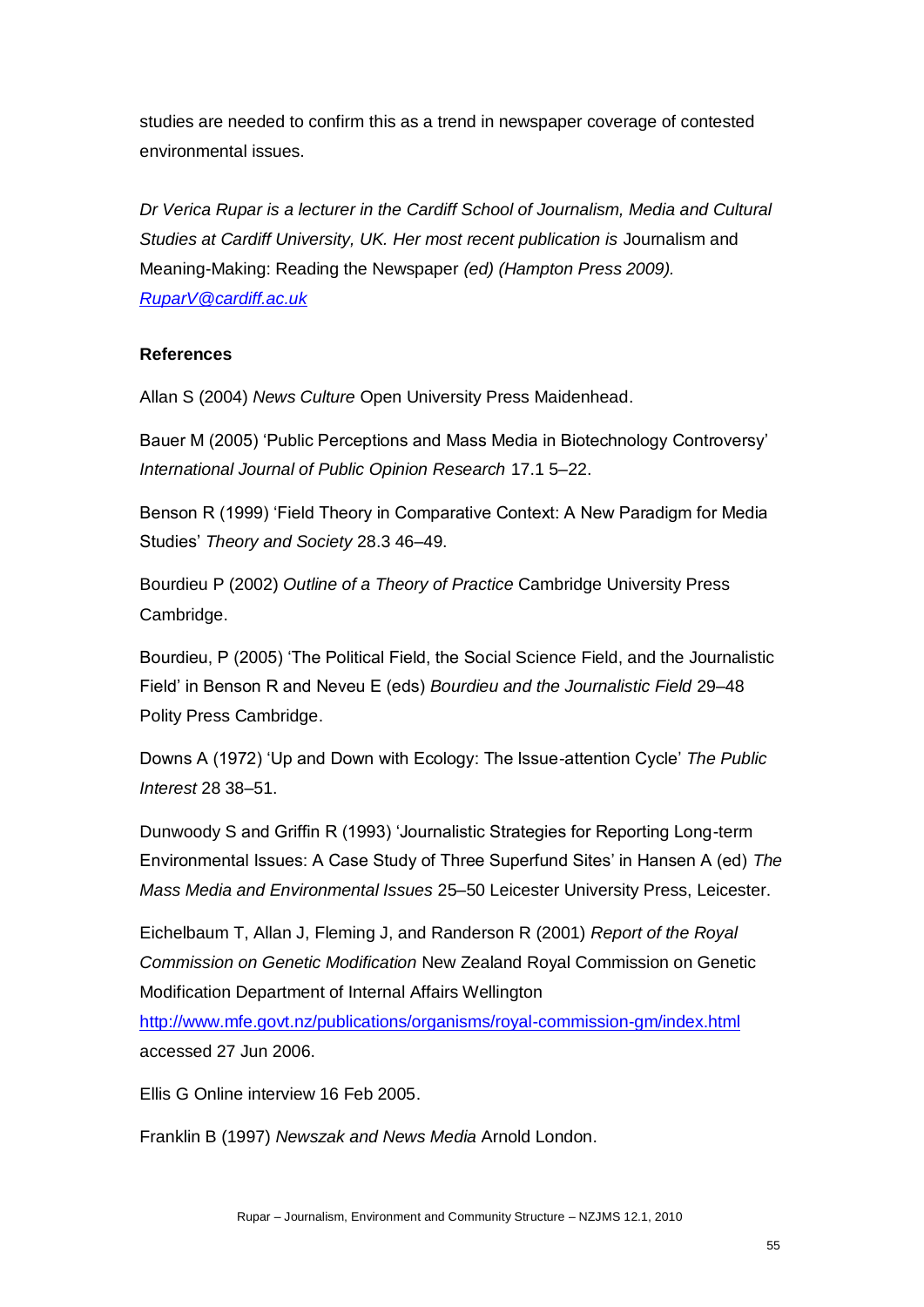studies are needed to confirm this as a trend in newspaper coverage of contested environmental issues.

*Dr Verica Rupar is a lecturer in the Cardiff School of Journalism, Media and Cultural Studies at Cardiff University, UK. Her most recent publication is* Journalism and Meaning-Making: Reading the Newspaper *(ed) (Hampton Press 2009).* [*RuparV@cardiff.ac.uk*](mailto:RuparV@cardiff.ac.uk)

**References**

Allan S (2004) *News Culture* Open University Press Maidenhead.

Bauer M (2005) 'Public Perceptions and Mass Media in Biotechnology Controversy' *International Journal of Public Opinion Research* 17.1 5–22.

Benson R (1999) 'Field Theory in Comparative Context: A New Paradigm for Media Studies' *Theory and Society* 28.3 46–49.

Bourdieu P (2002) *Outline of a Theory of Practice* Cambridge University Press Cambridge.

Bourdieu, P (2005) 'The Political Field, the Social Science Field, and the Journalistic Field' in Benson R and Neveu E (eds) *Bourdieu and the Journalistic Field* 29–48 Polity Press Cambridge.

Downs A (1972) 'Up and Down with Ecology: The Issue-attention Cycle' *The Public Interest* 28 38–51.

Dunwoody S and Griffin R (1993) 'Journalistic Strategies for Reporting Long-term Environmental Issues: A Case Study of Three Superfund Sites' in Hansen A (ed) *The Mass Media and Environmental Issues* 25–50 Leicester University Press, Leicester.

Eichelbaum T, Allan J, Fleming J, and Randerson R (2001) *Report of the Royal Commission on Genetic Modification* New Zealand Royal Commission on Genetic Modification Department of Internal Affairs Wellington http://www.mfe.govt.nz/publications/organisms/royal-commission-gm/index.html accessed 27 Jun 2006.

Ellis G Online interview 16 Feb 2005.

Franklin B (1997) *Newszak and News Media* Arnold London.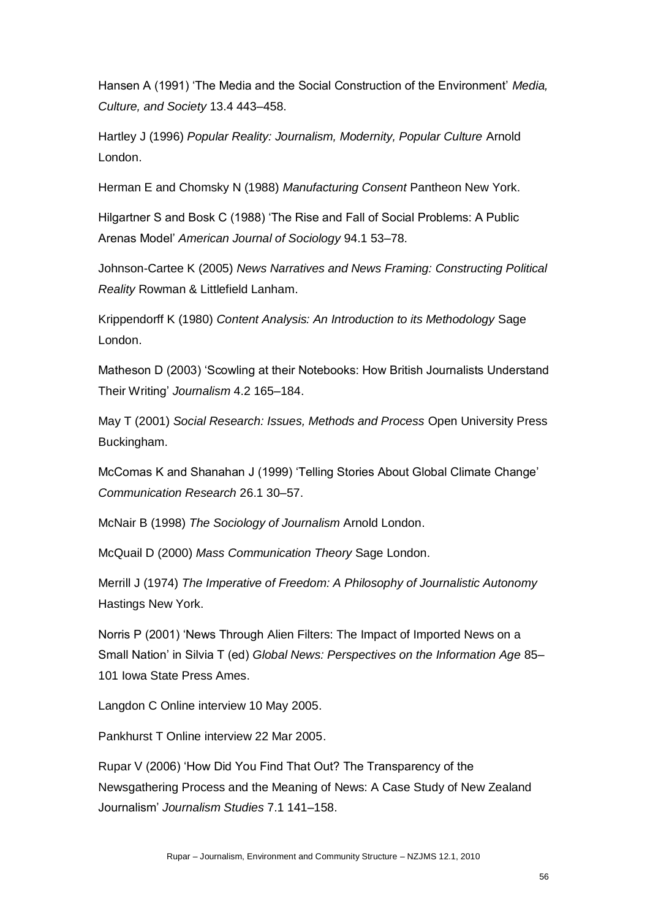Hansen A (1991) 'The Media and the Social Construction of the Environment' *Media, Culture, and Society* 13.4 443–458.

Hartley J (1996) *Popular Reality: Journalism, Modernity, Popular Culture* Arnold London.

Herman E and Chomsky N (1988) *Manufacturing Consent* Pantheon New York.

Hilgartner S and Bosk C (1988) 'The Rise and Fall of Social Problems: A Public Arenas Model' *American Journal of Sociology* 94.1 53–78.

Johnson-Cartee K (2005) *News Narratives and News Framing: Constructing Political Reality* Rowman & Littlefield Lanham.

Krippendorff K (1980) *Content Analysis: An Introduction to its Methodology* Sage London.

Matheson D (2003) 'Scowling at their Notebooks: How British Journalists Understand Their Writing' *Journalism* 4.2 165–184.

May T (2001) *Social Research: Issues, Methods and Process* Open University Press Buckingham.

McComas K and Shanahan J (1999) 'Telling Stories About Global Climate Change' *Communication Research* 26.1 30–57.

McNair B (1998) *The Sociology of Journalism* Arnold London.

McQuail D (2000) *Mass Communication Theory* Sage London.

Merrill J (1974) *The Imperative of Freedom: A Philosophy of Journalistic Autonomy* Hastings New York.

Norris P (2001) 'News Through Alien Filters: The Impact of Imported News on a Small Nation' in Silvia T (ed) *Global News: Perspectives on the Information Age* 85–101 Iowa State Press Ames.

Langdon C Online interview 10 May 2005.

Pankhurst T Online interview 22 Mar 2005.

Rupar V (2006) 'How Did You Find That Out? The Transparency of the Newsgathering Process and the Meaning of News: A Case Study of New Zealand Journalism' *Journalism Studies* 7.1 141–158.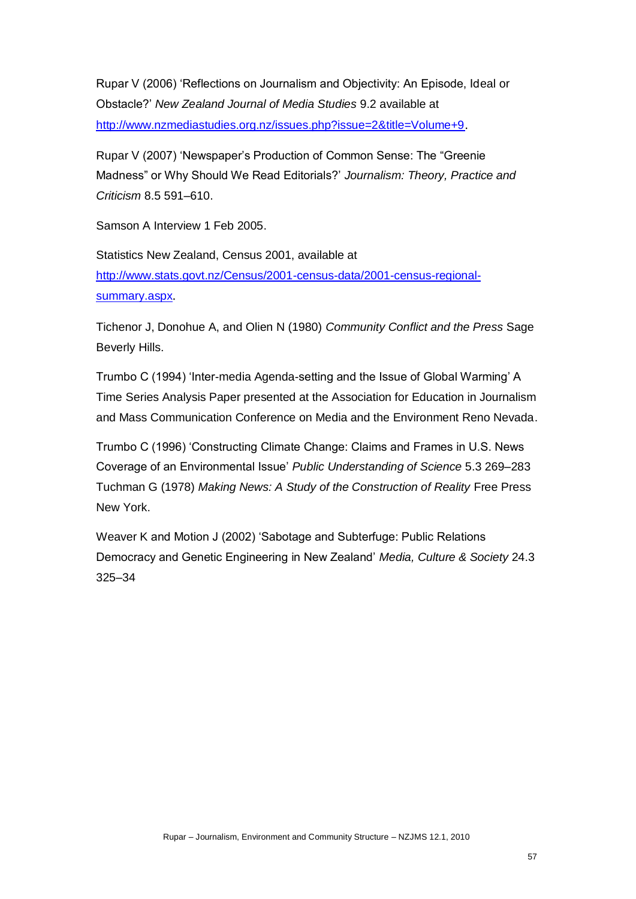Rupar V (2006) 'Reflections on Journalism and Objectivity: An Episode, Ideal or Obstacle?' *New Zealand Journal of Media Studies* 9.2 available at http://www.nzmediastudies.org.nz/issues.php?issue=2&title=Volume+9.

Rupar V (2007) 'Newspaper's Production of Common Sense: The "Greenie Madness" or Why Should We Read Editorials?' *Journalism: Theory, Practice and Criticism* 8.5 591–610.

Samson A Interview 1 Feb 2005.

Statistics New Zealand, Census 2001, available at http://www.stats.govt.nz/Census/2001-census-data/2001-census-regional-summary.aspx.

Tichenor J, Donohue A, and Olien N (1980) *Community Conflict and the Press* Sage Beverly Hills.

Trumbo C (1994) 'Inter-media Agenda-setting and the Issue of Global Warming' A Time Series Analysis Paper presented at the Association for Education in Journalism and Mass Communication Conference on Media and the Environment Reno Nevada.

Trumbo C (1996) 'Constructing Climate Change: Claims and Frames in U.S. News Coverage of an Environmental Issue' *Public Understanding of Science* 5.3 269–283
Tuchman G (1978) *Making News: A Study of the Construction of Reality* Free Press New York.

Weaver K and Motion J (2002) 'Sabotage and Subterfuge: Public Relations Democracy and Genetic Engineering in New Zealand' *Media, Culture & Society* 24.3 325–34